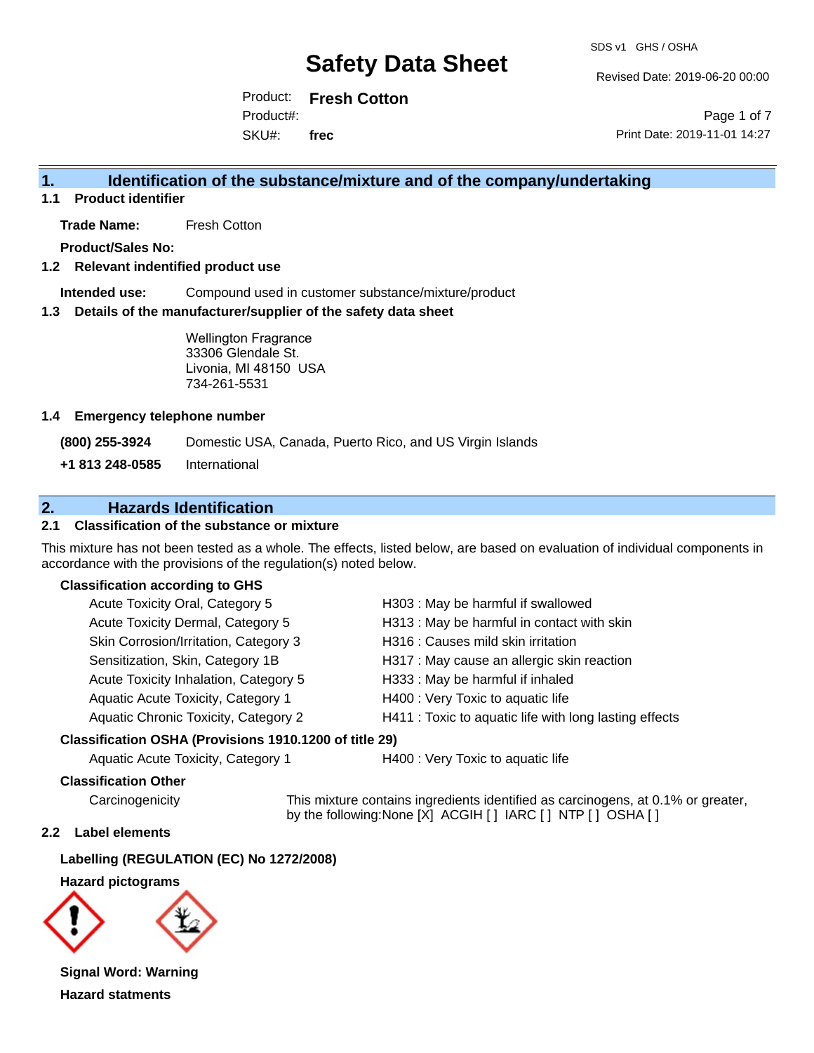# Safety Data Sheet

SDS v1 GHS / OSHA

Revised Date: 2019-06-20 00:00

Product: **Fresh Cotton**
Product#:
SKU#: **frec**

Print Date: 2019-11-01 14:27

## 1. Identification of the substance/mixture and of the company/undertaking

### 1.1 Product identifier

**Trade Name:** Fresh Cotton

**Product/Sales No:**

### 1.2 Relevant indentified product use

**Intended use:** Compound used in customer substance/mixture/product

### 1.3 Details of the manufacturer/supplier of the safety data sheet

Wellington Fragrance
33306 Glendale St.
Livonia, MI 48150 USA
734-261-5531

### 1.4 Emergency telephone number

**(800) 255-3924** Domestic USA, Canada, Puerto Rico, and US Virgin Islands

**+1 813 248-0585** International

## 2. Hazards Identification

### 2.1 Classification of the substance or mixture

This mixture has not been tested as a whole. The effects, listed below, are based on evaluation of individual components in accordance with the provisions of the regulation(s) noted below.

**Classification according to GHS**

| Classification | Hazard Statement |
|---|---|
| Acute Toxicity Oral, Category 5 | H303 : May be harmful if swallowed |
| Acute Toxicity Dermal, Category 5 | H313 : May be harmful in contact with skin |
| Skin Corrosion/Irritation, Category 3 | H316 : Causes mild skin irritation |
| Sensitization, Skin, Category 1B | H317 : May cause an allergic skin reaction |
| Acute Toxicity Inhalation, Category 5 | H333 : May be harmful if inhaled |
| Aquatic Acute Toxicity, Category 1 | H400 : Very Toxic to aquatic life |
| Aquatic Chronic Toxicity, Category 2 | H411 : Toxic to aquatic life with long lasting effects |

**Classification OSHA (Provisions 1910.1200 of title 29)**

| Classification | Hazard Statement |
|---|---|
| Aquatic Acute Toxicity, Category 1 | H400 : Very Toxic to aquatic life |

**Classification Other**

Carcinogenicity: This mixture contains ingredients identified as carcinogens, at 0.1% or greater, by the following:None [X] ACGIH [ ] IARC [ ] NTP [ ] OSHA [ ]

### 2.2 Label elements

**Labelling (REGULATION (EC) No 1272/2008)**

**Hazard pictograms**

**Signal Word: Warning**

**Hazard statments**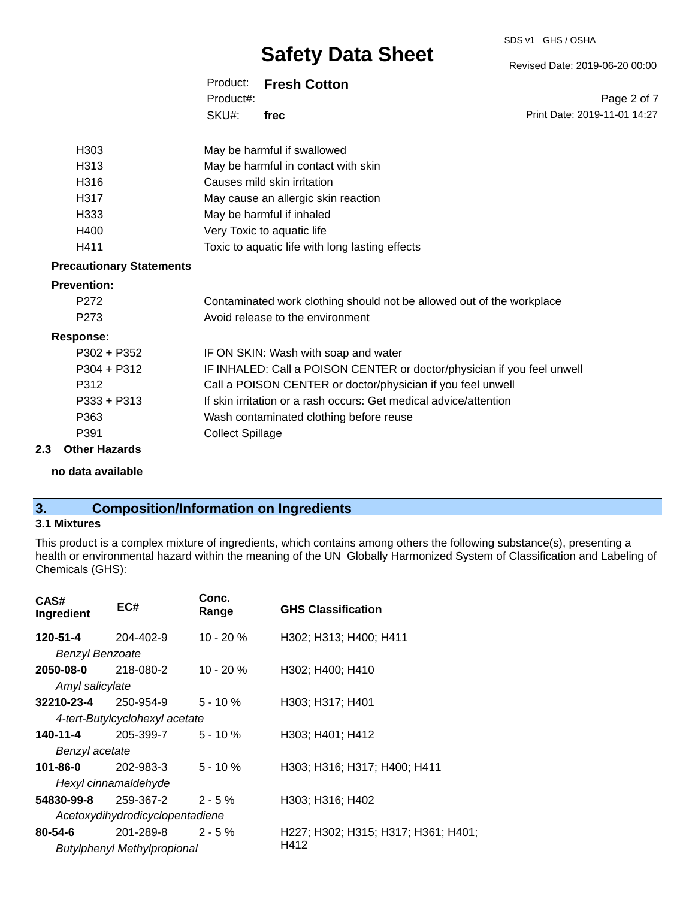| | |
|---|---|
| H303 | May be harmful if swallowed |
| H313 | May be harmful in contact with skin |
| H316 | Causes mild skin irritation |
| H317 | May cause an allergic skin reaction |
| H333 | May be harmful if inhaled |
| H400 | Very Toxic to aquatic life |
| H411 | Toxic to aquatic life with long lasting effects |

**Precautionary Statements**

**Prevention:**

| | |
|---|---|
| P272 | Contaminated work clothing should not be allowed out of the workplace |
| P273 | Avoid release to the environment |

**Response:**

| | |
|---|---|
| P302 + P352 | IF ON SKIN: Wash with soap and water |
| P304 + P312 | IF INHALED: Call a POISON CENTER or doctor/physician if you feel unwell |
| P312 | Call a POISON CENTER or doctor/physician if you feel unwell |
| P333 + P313 | If skin irritation or a rash occurs: Get medical advice/attention |
| P363 | Wash contaminated clothing before reuse |
| P391 | Collect Spillage |

### 2.3 Other Hazards

**no data available**

## 3. Composition/Information on Ingredients

### 3.1 Mixtures

This product is a complex mixture of ingredients, which contains among others the following substance(s), presenting a health or environmental hazard within the meaning of the UN Globally Harmonized System of Classification and Labeling of Chemicals (GHS):

| CAS# Ingredient | EC# | Conc. Range | GHS Classification |
|---|---|---|---|
| **120-51-4** *Benzyl Benzoate* | 204-402-9 | 10 - 20 % | H302; H313; H400; H411 |
| **2050-08-0** *Amyl salicylate* | 218-080-2 | 10 - 20 % | H302; H400; H410 |
| **32210-23-4** *4-tert-Butylcyclohexyl acetate* | 250-954-9 | 5 - 10 % | H303; H317; H401 |
| **140-11-4** *Benzyl acetate* | 205-399-7 | 5 - 10 % | H303; H401; H412 |
| **101-86-0** *Hexyl cinnamaldehyde* | 202-983-3 | 5 - 10 % | H303; H316; H317; H400; H411 |
| **54830-99-8** *Acetoxydihydrodicyclopentadiene* | 259-367-2 | 2 - 5 % | H303; H316; H402 |
| **80-54-6** *Butylphenyl Methylpropional* | 201-289-8 | 2 - 5 % | H227; H302; H315; H317; H361; H401; H412 |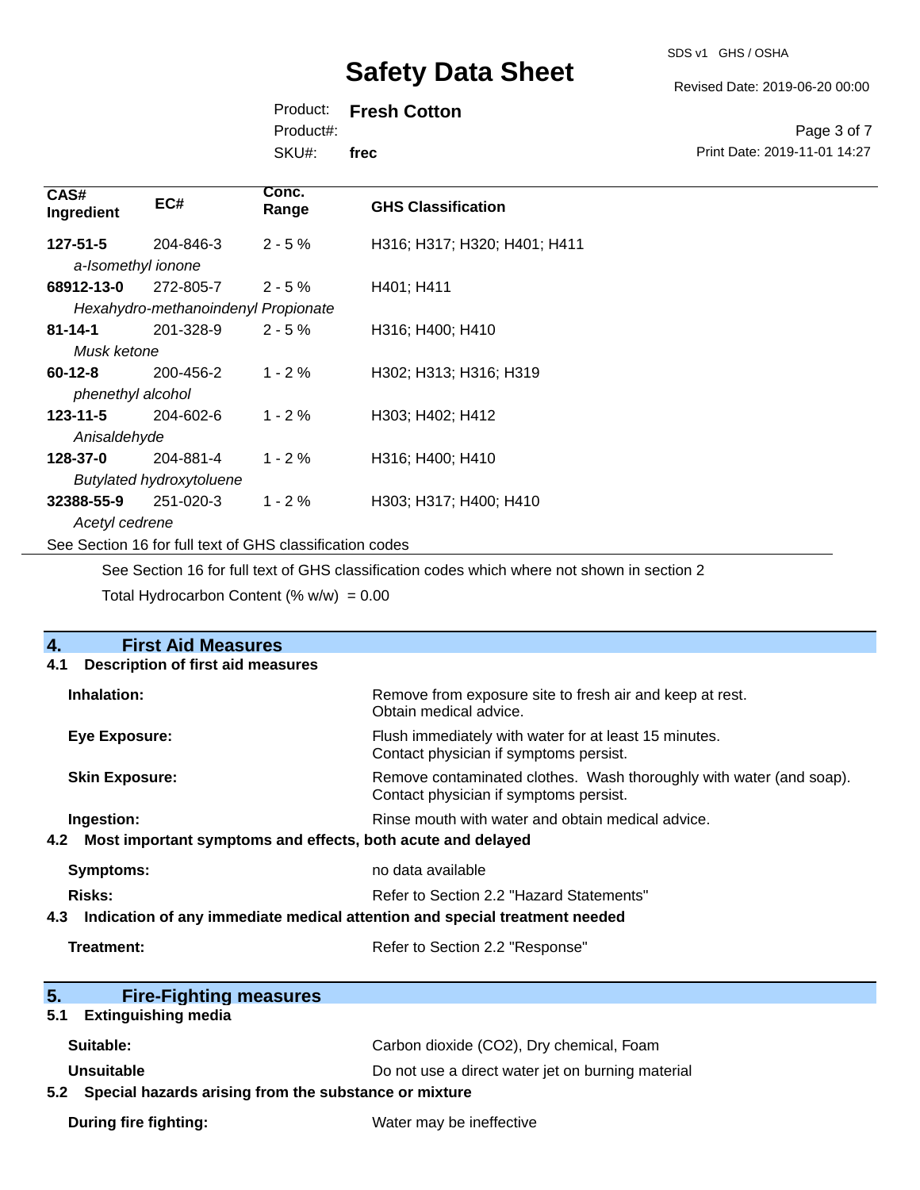| CAS# Ingredient | EC# | Conc. Range | GHS Classification |
|---|---|---|---|
| **127-51-5** | 204-846-3 | 2 - 5 % | H316; H317; H320; H401; H411 |
| *a-Isomethyl ionone* | | | |
| **68912-13-0** | 272-805-7 | 2 - 5 % | H401; H411 |
| *Hexahydro-methanoindenyl Propionate* | | | |
| **81-14-1** | 201-328-9 | 2 - 5 % | H316; H400; H410 |
| *Musk ketone* | | | |
| **60-12-8** | 200-456-2 | 1 - 2 % | H302; H313; H316; H319 |
| *phenethyl alcohol* | | | |
| **123-11-5** | 204-602-6 | 1 - 2 % | H303; H402; H412 |
| *Anisaldehyde* | | | |
| **128-37-0** | 204-881-4 | 1 - 2 % | H316; H400; H410 |
| *Butylated hydroxytoluene* | | | |
| **32388-55-9** | 251-020-3 | 1 - 2 % | H303; H317; H400; H410 |
| *Acetyl cedrene* | | | |

See Section 16 for full text of GHS classification codes

See Section 16 for full text of GHS classification codes which where not shown in section 2

Total Hydrocarbon Content (% w/w) = 0.00

## 4. First Aid Measures

### 4.1 Description of first aid measures

**Inhalation:** Remove from exposure site to fresh air and keep at rest. Obtain medical advice.

**Eye Exposure:** Flush immediately with water for at least 15 minutes. Contact physician if symptoms persist.

**Skin Exposure:** Remove contaminated clothes. Wash thoroughly with water (and soap). Contact physician if symptoms persist.

**Ingestion:** Rinse mouth with water and obtain medical advice.

### 4.2 Most important symptoms and effects, both acute and delayed

**Symptoms:** no data available

**Risks:** Refer to Section 2.2 "Hazard Statements"

### 4.3 Indication of any immediate medical attention and special treatment needed

**Treatment:** Refer to Section 2.2 "Response"

## 5. Fire-Fighting measures

### 5.1 Extinguishing media

**Suitable:** Carbon dioxide ($CO_2$), Dry chemical, Foam

**Unsuitable** Do not use a direct water jet on burning material

### 5.2 Special hazards arising from the substance or mixture

**During fire fighting:** Water may be ineffective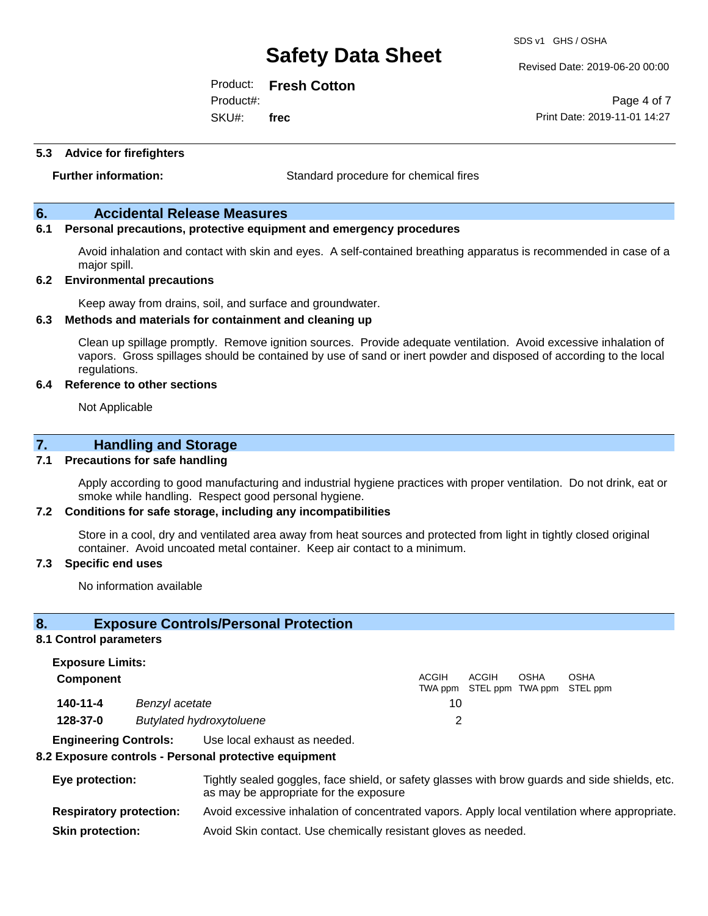### 5.3 Advice for firefighters

**Further information:** Standard procedure for chemical fires

## 6. Accidental Release Measures

### 6.1 Personal precautions, protective equipment and emergency procedures

Avoid inhalation and contact with skin and eyes. A self-contained breathing apparatus is recommended in case of a major spill.

### 6.2 Environmental precautions

Keep away from drains, soil, and surface and groundwater.

### 6.3 Methods and materials for containment and cleaning up

Clean up spillage promptly. Remove ignition sources. Provide adequate ventilation. Avoid excessive inhalation of vapors. Gross spillages should be contained by use of sand or inert powder and disposed of according to the local regulations.

### 6.4 Reference to other sections

Not Applicable

## 7. Handling and Storage

### 7.1 Precautions for safe handling

Apply according to good manufacturing and industrial hygiene practices with proper ventilation. Do not drink, eat or smoke while handling. Respect good personal hygiene.

### 7.2 Conditions for safe storage, including any incompatibilities

Store in a cool, dry and ventilated area away from heat sources and protected from light in tightly closed original container. Avoid uncoated metal container. Keep air contact to a minimum.

### 7.3 Specific end uses

No information available

## 8. Exposure Controls/Personal Protection

### 8.1 Control parameters

**Exposure Limits:**

| Component | | ACGIH TWA ppm | ACGIH STEL ppm | OSHA TWA ppm | OSHA STEL ppm |
|---|---|---|---|---|---|
| **140-11-4** | *Benzyl acetate* | 10 | | | |
| **128-37-0** | *Butylated hydroxytoluene* | 2 | | | |

**Engineering Controls:** Use local exhaust as needed.

### 8.2 Exposure controls - Personal protective equipment

**Eye protection:** Tightly sealed goggles, face shield, or safety glasses with brow guards and side shields, etc. as may be appropriate for the exposure

**Respiratory protection:** Avoid excessive inhalation of concentrated vapors. Apply local ventilation where appropriate.

**Skin protection:** Avoid Skin contact. Use chemically resistant gloves as needed.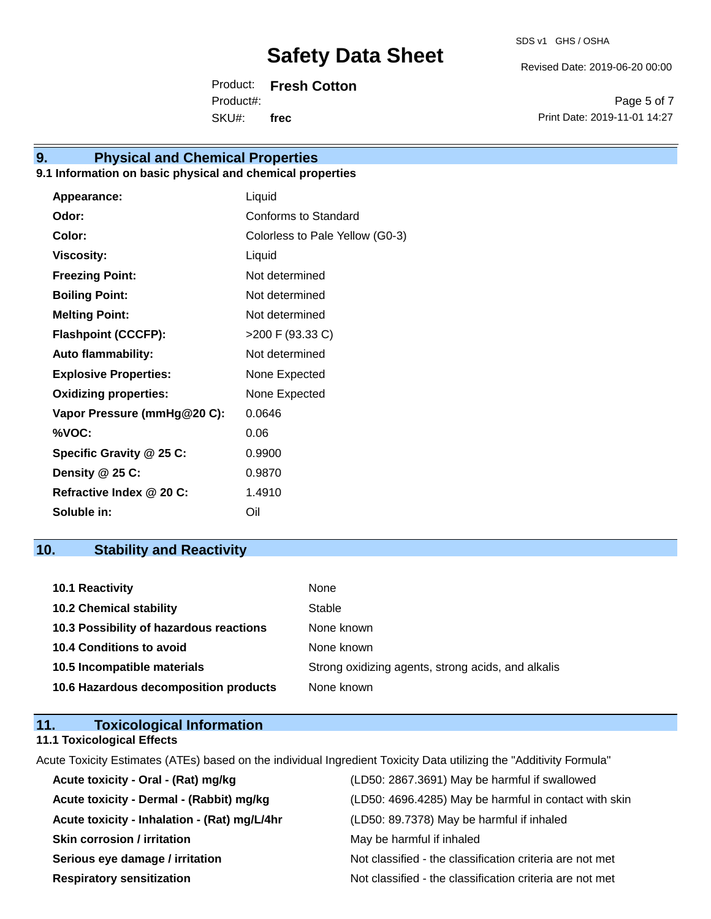## 9. Physical and Chemical Properties

### 9.1 Information on basic physical and chemical properties

| | |
|---|---|
| **Appearance:** | Liquid |
| **Odor:** | Conforms to Standard |
| **Color:** | Colorless to Pale Yellow (G0-3) |
| **Viscosity:** | Liquid |
| **Freezing Point:** | Not determined |
| **Boiling Point:** | Not determined |
| **Melting Point:** | Not determined |
| **Flashpoint (CCCFP):** | >200 F (93.33 C) |
| **Auto flammability:** | Not determined |
| **Explosive Properties:** | None Expected |
| **Oxidizing properties:** | None Expected |
| **Vapor Pressure (mmHg@20 C):** | 0.0646 |
| **%VOC:** | 0.06 |
| **Specific Gravity @ 25 C:** | 0.9900 |
| **Density @ 25 C:** | 0.9870 |
| **Refractive Index @ 20 C:** | 1.4910 |
| **Soluble in:** | Oil |

## 10. Stability and Reactivity

| | |
|---|---|
| **10.1 Reactivity** | None |
| **10.2 Chemical stability** | Stable |
| **10.3 Possibility of hazardous reactions** | None known |
| **10.4 Conditions to avoid** | None known |
| **10.5 Incompatible materials** | Strong oxidizing agents, strong acids, and alkalis |
| **10.6 Hazardous decomposition products** | None known |

## 11. Toxicological Information

### 11.1 Toxicological Effects

Acute Toxicity Estimates (ATEs) based on the individual Ingredient Toxicity Data utilizing the "Additivity Formula"

| | |
|---|---|
| **Acute toxicity - Oral - (Rat) mg/kg** | (LD50: 2867.3691) May be harmful if swallowed |
| **Acute toxicity - Dermal - (Rabbit) mg/kg** | (LD50: 4696.4285) May be harmful in contact with skin |
| **Acute toxicity - Inhalation - (Rat) mg/L/4hr** | (LD50: 89.7378) May be harmful if inhaled |
| **Skin corrosion / irritation** | May be harmful if inhaled |
| **Serious eye damage / irritation** | Not classified - the classification criteria are not met |
| **Respiratory sensitization** | Not classified - the classification criteria are not met |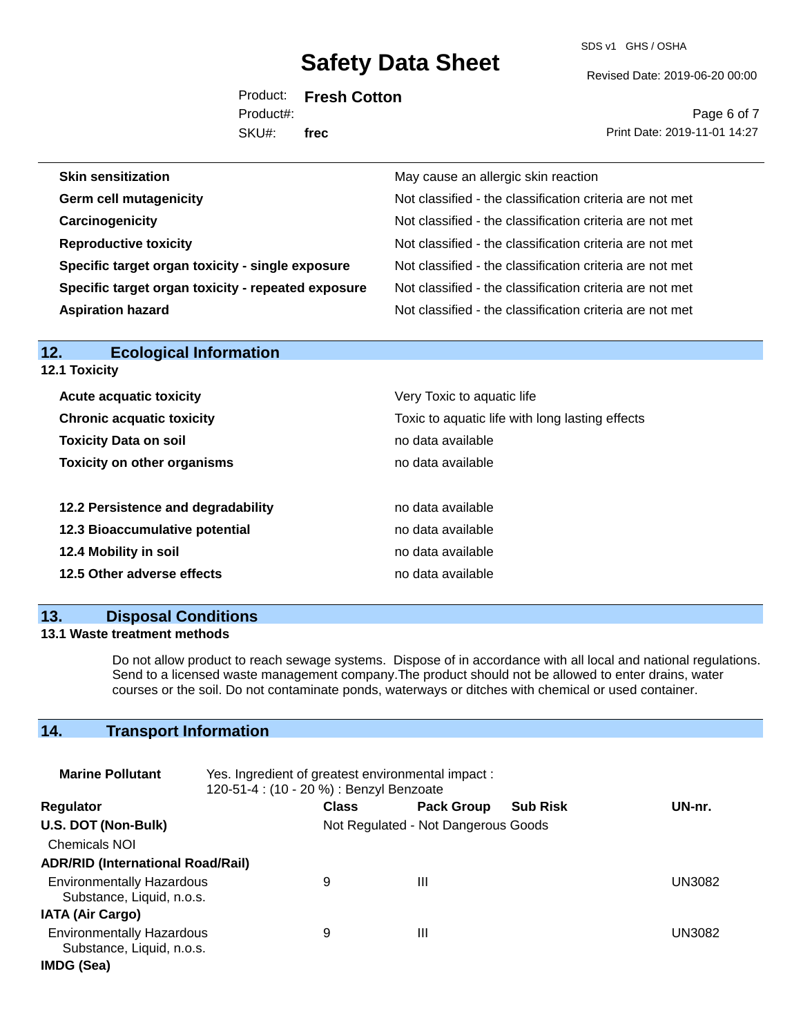| | |
|---|---|
| **Skin sensitization** | May cause an allergic skin reaction |
| **Germ cell mutagenicity** | Not classified - the classification criteria are not met |
| **Carcinogenicity** | Not classified - the classification criteria are not met |
| **Reproductive toxicity** | Not classified - the classification criteria are not met |
| **Specific target organ toxicity - single exposure** | Not classified - the classification criteria are not met |
| **Specific target organ toxicity - repeated exposure** | Not classified - the classification criteria are not met |
| **Aspiration hazard** | Not classified - the classification criteria are not met |

## 12. Ecological Information

### 12.1 Toxicity

| | |
|---|---|
| **Acute acquatic toxicity** | Very Toxic to aquatic life |
| **Chronic acquatic toxicity** | Toxic to aquatic life with long lasting effects |
| **Toxicity Data on soil** | no data available |
| **Toxicity on other organisms** | no data available |

| | |
|---|---|
| **12.2 Persistence and degradability** | no data available |
| **12.3 Bioaccumulative potential** | no data available |
| **12.4 Mobility in soil** | no data available |
| **12.5 Other adverse effects** | no data available |

## 13. Disposal Conditions

### 13.1 Waste treatment methods

Do not allow product to reach sewage systems. Dispose of in accordance with all local and national regulations. Send to a licensed waste management company.The product should not be allowed to enter drains, water courses or the soil. Do not contaminate ponds, waterways or ditches with chemical or used container.

## 14. Transport Information

**Marine Pollutant** Yes. Ingredient of greatest environmental impact : 120-51-4 : (10 - 20 %) : Benzyl Benzoate

| Regulator | Class | Pack Group | Sub Risk | UN-nr. |
|---|---|---|---|---|
| **U.S. DOT (Non-Bulk)** | Not Regulated - Not Dangerous Goods | | | |
| Chemicals NOI | | | | |
| **ADR/RID (International Road/Rail)** | | | | |
| Environmentally Hazardous Substance, Liquid, n.o.s. | 9 | III | | UN3082 |
| **IATA (Air Cargo)** | | | | |
| Environmentally Hazardous Substance, Liquid, n.o.s. | 9 | III | | UN3082 |
| **IMDG (Sea)** | | | | |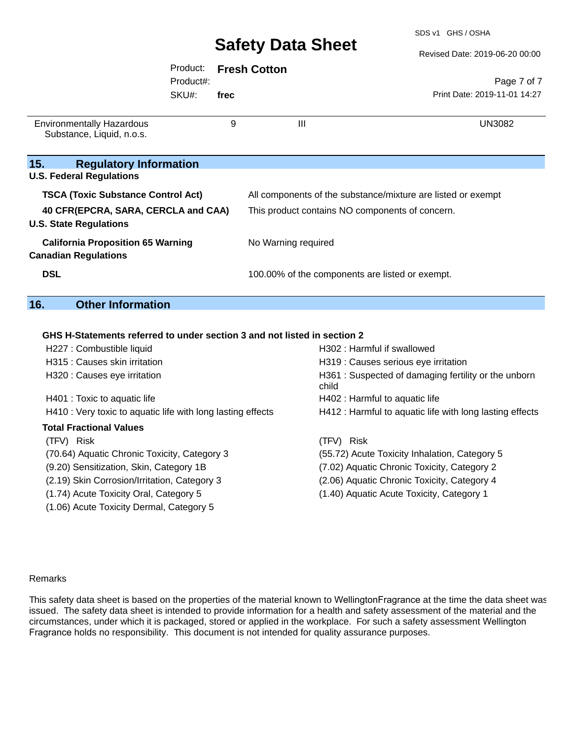| | | | |
|---|---|---|---|
| Environmentally Hazardous Substance, Liquid, n.o.s. | 9 | III | UN3082 |

## 15. Regulatory Information

**U.S. Federal Regulations**

| | |
|---|---|
| **TSCA (Toxic Substance Control Act)** | All components of the substance/mixture are listed or exempt |
| **40 CFR(EPCRA, SARA, CERCLA and CAA)** | This product contains NO components of concern. |

**U.S. State Regulations**

| | |
|---|---|
| **California Proposition 65 Warning** | No Warning required |

**Canadian Regulations**

| | |
|---|---|
| **DSL** | 100.00% of the components are listed or exempt. |

## 16. Other Information

**GHS H-Statements referred to under section 3 and not listed in section 2**

H227 : Combustible liquid
H302 : Harmful if swallowed
H315 : Causes skin irritation
H319 : Causes serious eye irritation
H320 : Causes eye irritation
H361 : Suspected of damaging fertility or the unborn child
H401 : Toxic to aquatic life
H402 : Harmful to aquatic life
H410 : Very toxic to aquatic life with long lasting effects
H412 : Harmful to aquatic life with long lasting effects

**Total Fractional Values**

| (TFV) Risk | (TFV) Risk |
|---|---|
| (70.64) Aquatic Chronic Toxicity, Category 3 | (55.72) Acute Toxicity Inhalation, Category 5 |
| (9.20) Sensitization, Skin, Category 1B | (7.02) Aquatic Chronic Toxicity, Category 2 |
| (2.19) Skin Corrosion/Irritation, Category 3 | (2.06) Aquatic Chronic Toxicity, Category 4 |
| (1.74) Acute Toxicity Oral, Category 5 | (1.40) Aquatic Acute Toxicity, Category 1 |
| (1.06) Acute Toxicity Dermal, Category 5 | |

Remarks

This safety data sheet is based on the properties of the material known to WellingtonFragrance at the time the data sheet was issued. The safety data sheet is intended to provide information for a health and safety assessment of the material and the circumstances, under which it is packaged, stored or applied in the workplace. For such a safety assessment Wellington Fragrance holds no responsibility. This document is not intended for quality assurance purposes.